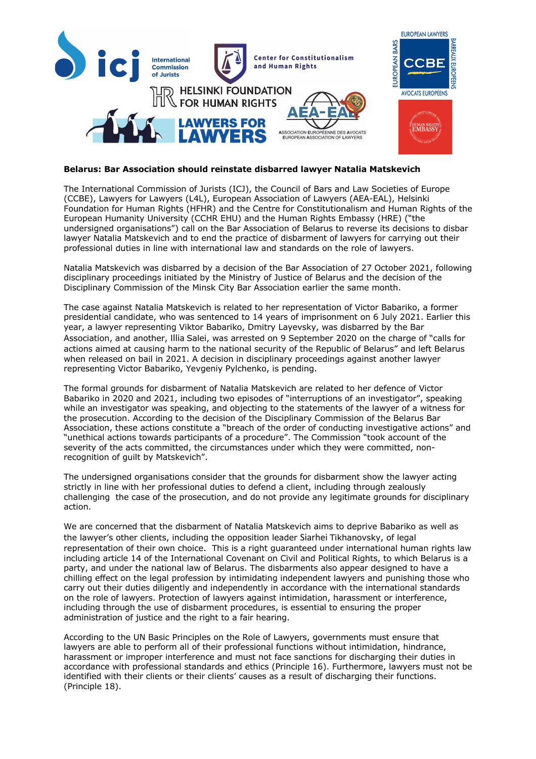**Belarus: Bar Association should reinstate disbarred lawyer Natalia Matskevich**

The International Commission of Jurists (ICJ), the Council of Bars and Law Societies of Europe (CCBE), Lawyers for Lawyers (L4L), European Association of Lawyers (AEA-EAL), Helsinki Foundation for Human Rights (HFHR) and the Centre for Constitutionalism and Human Rights of the European Humanity University (CCHR EHU) and the Human Rights Embassy (HRE) ("the undersigned organisations") call on the Bar Association of Belarus to reverse its decisions to disbar lawyer Natalia Matskevich and to end the practice of disbarment of lawyers for carrying out their professional duties in line with international law and standards on the role of lawyers.

Natalia Matskevich was disbarred by a decision of the Bar Association of 27 October 2021, following disciplinary proceedings initiated by the Ministry of Justice of Belarus and the decision of the Disciplinary Commission of the Minsk City Bar Association earlier the same month.

The case against Natalia Matskevich is related to her representation of Victor Babariko, a former presidential candidate, who was sentenced to 14 years of imprisonment on 6 July 2021. Earlier this year, a lawyer representing Viktor Babariko, Dmitry Layevsky, was disbarred by the Bar Association, and another, Illia Salei, was arrested on 9 September 2020 on the charge of "calls for actions aimed at causing harm to the national security of the Republic of Belarus" and left Belarus when released on bail in 2021. A decision in disciplinary proceedings against another lawyer representing Victor Babariko, Yevgeniy Pylchenko, is pending.

The formal grounds for disbarment of Natalia Matskevich are related to her defence of Victor Babariko in 2020 and 2021, including two episodes of "interruptions of an investigator", speaking while an investigator was speaking, and objecting to the statements of the lawyer of a witness for the prosecution. According to the decision of the Disciplinary Commission of the Belarus Bar Association, these actions constitute a "breach of the order of conducting investigative actions" and "unethical actions towards participants of a procedure". The Commission "took account of the severity of the acts committed, the circumstances under which they were committed, non-recognition of guilt by Matskevich".

The undersigned organisations consider that the grounds for disbarment show the lawyer acting strictly in line with her professional duties to defend a client, including through zealously challenging the case of the prosecution, and do not provide any legitimate grounds for disciplinary action.

We are concerned that the disbarment of Natalia Matskevich aims to deprive Babariko as well as the lawyer's other clients, including the opposition leader Siarhei Tikhanovsky, of legal representation of their own choice. This is a right guaranteed under international human rights law including article 14 of the International Covenant on Civil and Political Rights, to which Belarus is a party, and under the national law of Belarus. The disbarments also appear designed to have a chilling effect on the legal profession by intimidating independent lawyers and punishing those who carry out their duties diligently and independently in accordance with the international standards on the role of lawyers. Protection of lawyers against intimidation, harassment or interference, including through the use of disbarment procedures, is essential to ensuring the proper administration of justice and the right to a fair hearing.

According to the UN Basic Principles on the Role of Lawyers, governments must ensure that lawyers are able to perform all of their professional functions without intimidation, hindrance, harassment or improper interference and must not face sanctions for discharging their duties in accordance with professional standards and ethics (Principle 16). Furthermore, lawyers must not be identified with their clients or their clients' causes as a result of discharging their functions. (Principle 18).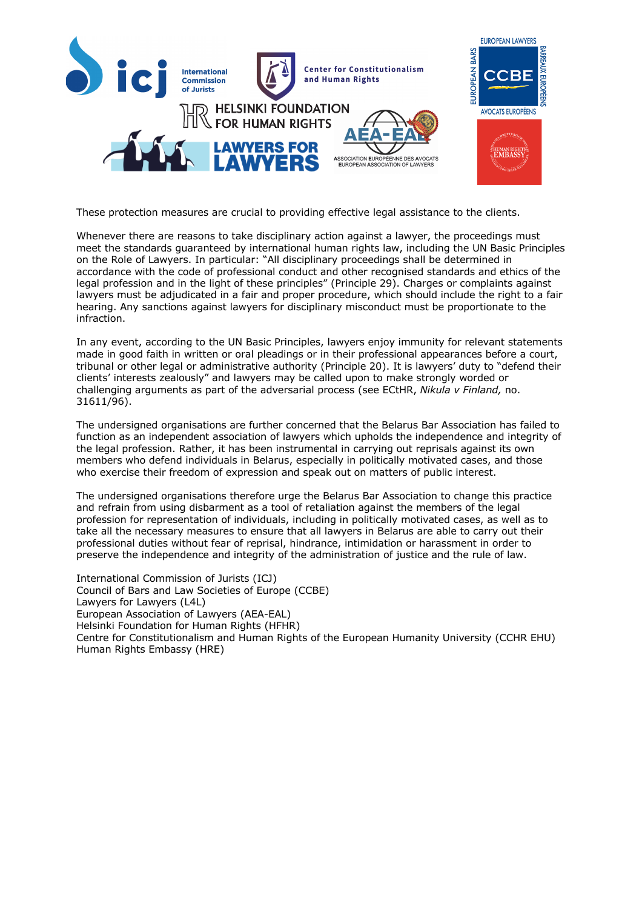These protection measures are crucial to providing effective legal assistance to the clients.

Whenever there are reasons to take disciplinary action against a lawyer, the proceedings must meet the standards guaranteed by international human rights law, including the UN Basic Principles on the Role of Lawyers. In particular: "All disciplinary proceedings shall be determined in accordance with the code of professional conduct and other recognised standards and ethics of the legal profession and in the light of these principles" (Principle 29). Charges or complaints against lawyers must be adjudicated in a fair and proper procedure, which should include the right to a fair hearing. Any sanctions against lawyers for disciplinary misconduct must be proportionate to the infraction.

In any event, according to the UN Basic Principles, lawyers enjoy immunity for relevant statements made in good faith in written or oral pleadings or in their professional appearances before a court, tribunal or other legal or administrative authority (Principle 20). It is lawyers' duty to "defend their clients' interests zealously" and lawyers may be called upon to make strongly worded or challenging arguments as part of the adversarial process (see ECtHR, *Nikula v Finland,* no. 31611/96).

The undersigned organisations are further concerned that the Belarus Bar Association has failed to function as an independent association of lawyers which upholds the independence and integrity of the legal profession. Rather, it has been instrumental in carrying out reprisals against its own members who defend individuals in Belarus, especially in politically motivated cases, and those who exercise their freedom of expression and speak out on matters of public interest.

The undersigned organisations therefore urge the Belarus Bar Association to change this practice and refrain from using disbarment as a tool of retaliation against the members of the legal profession for representation of individuals, including in politically motivated cases, as well as to take all the necessary measures to ensure that all lawyers in Belarus are able to carry out their professional duties without fear of reprisal, hindrance, intimidation or harassment in order to preserve the independence and integrity of the administration of justice and the rule of law.

International Commission of Jurists (ICJ)
Council of Bars and Law Societies of Europe (CCBE)
Lawyers for Lawyers (L4L)
European Association of Lawyers (AEA-EAL)
Helsinki Foundation for Human Rights (HFHR)
Centre for Constitutionalism and Human Rights of the European Humanity University (CCHR EHU)
Human Rights Embassy (HRE)